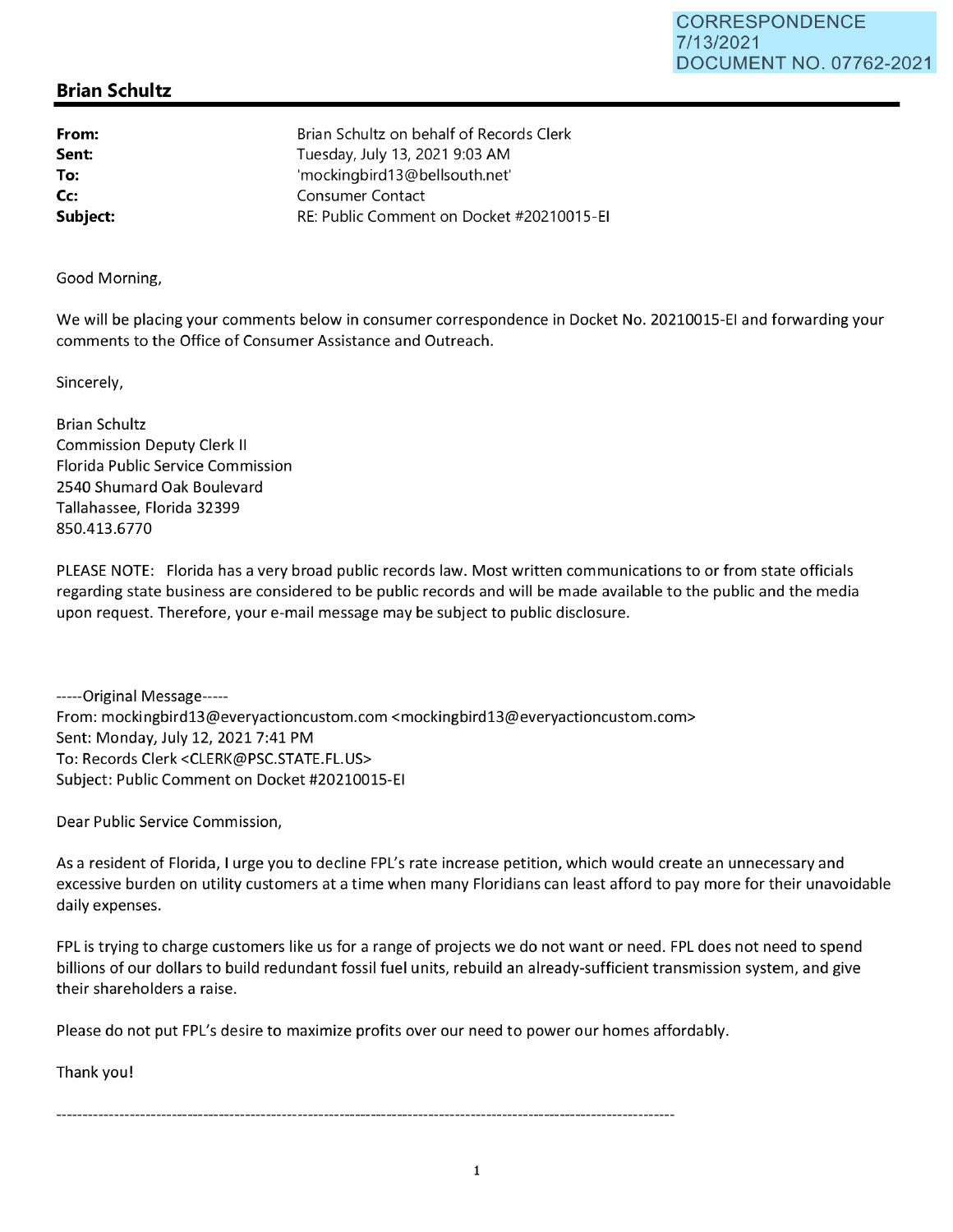CORRESPONDENCE
7/13/2021
DOCUMENT NO. 07762-2021

## Brian Schultz

| | |
|---|---|
| **From:** | Brian Schultz on behalf of Records Clerk |
| **Sent:** | Tuesday, July 13, 2021 9:03 AM |
| **To:** | 'mockingbird13@bellsouth.net' |
| **Cc:** | Consumer Contact |
| **Subject:** | RE: Public Comment on Docket #20210015-EI |

Good Morning,

We will be placing your comments below in consumer correspondence in Docket No. 20210015-EI and forwarding your comments to the Office of Consumer Assistance and Outreach.

Sincerely,

Brian Schultz
Commission Deputy Clerk II
Florida Public Service Commission
2540 Shumard Oak Boulevard
Tallahassee, Florida 32399
850.413.6770

PLEASE NOTE: Florida has a very broad public records law. Most written communications to or from state officials regarding state business are considered to be public records and will be made available to the public and the media upon request. Therefore, your e-mail message may be subject to public disclosure.

-----Original Message-----
From: mockingbird13@everyactioncustom.com <mockingbird13@everyactioncustom.com>
Sent: Monday, July 12, 2021 7:41 PM
To: Records Clerk <CLERK@PSC.STATE.FL.US>
Subject: Public Comment on Docket #20210015-EI

Dear Public Service Commission,

As a resident of Florida, I urge you to decline FPL's rate increase petition, which would create an unnecessary and excessive burden on utility customers at a time when many Floridians can least afford to pay more for their unavoidable daily expenses.

FPL is trying to charge customers like us for a range of projects we do not want or need. FPL does not need to spend billions of our dollars to build redundant fossil fuel units, rebuild an already-sufficient transmission system, and give their shareholders a raise.

Please do not put FPL's desire to maximize profits over our need to power our homes affordably.

Thank you!

---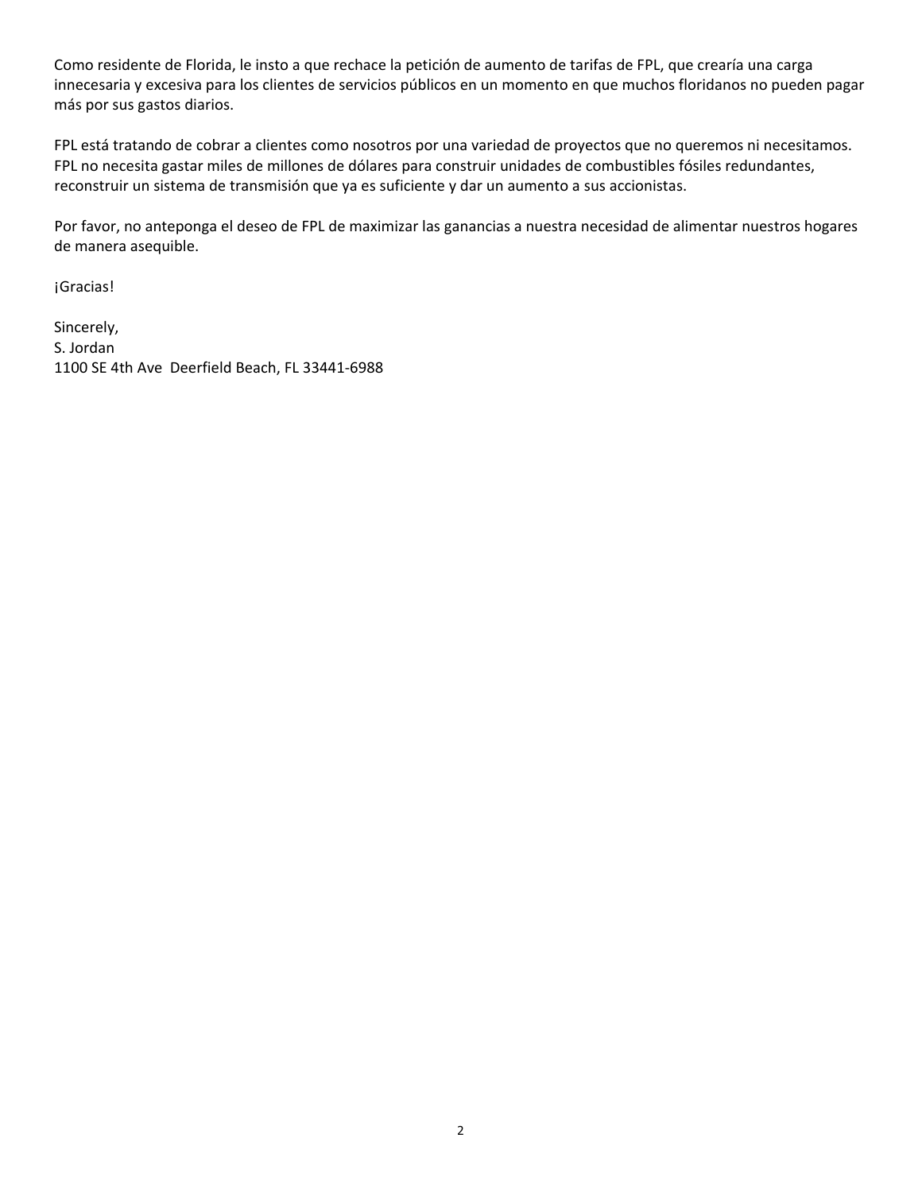Como residente de Florida, le insto a que rechace la petición de aumento de tarifas de FPL, que crearía una carga innecesaria y excesiva para los clientes de servicios públicos en un momento en que muchos floridanos no pueden pagar más por sus gastos diarios.

FPL está tratando de cobrar a clientes como nosotros por una variedad de proyectos que no queremos ni necesitamos. FPL no necesita gastar miles de millones de dólares para construir unidades de combustibles fósiles redundantes, reconstruir un sistema de transmisión que ya es suficiente y dar un aumento a sus accionistas.

Por favor, no anteponga el deseo de FPL de maximizar las ganancias a nuestra necesidad de alimentar nuestros hogares de manera asequible.

¡Gracias!

Sincerely,
S. Jordan
1100 SE 4th Ave  Deerfield Beach, FL 33441-6988